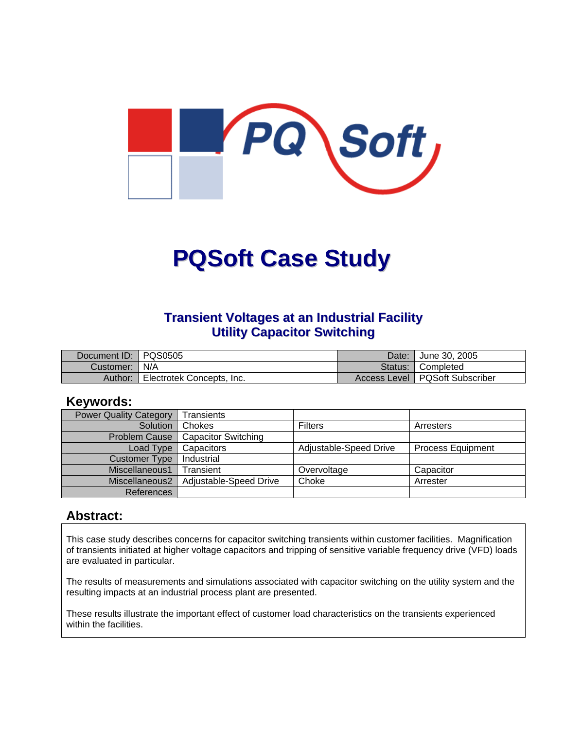# PQSoft Case Study

## Transient Voltages at an Industrial Facility
## Utility Capacitor Switching

| Document ID: | PQS0505 | Date: | June 30, 2005 |
|---|---|---|---|
| Customer: | N/A | Status: | Completed |
| Author: | Electrotek Concepts, Inc. | Access Level | PQSoft Subscriber |

## Keywords:

| Power Quality Category | Transients | | |
|---|---|---|---|
| Solution | Chokes | Filters | Arresters |
| Problem Cause | Capacitor Switching | | |
| Load Type | Capacitors | Adjustable-Speed Drive | Process Equipment |
| Customer Type | Industrial | | |
| Miscellaneous1 | Transient | Overvoltage | Capacitor |
| Miscellaneous2 | Adjustable-Speed Drive | Choke | Arrester |
| References | | | |

## Abstract:

This case study describes concerns for capacitor switching transients within customer facilities. Magnification of transients initiated at higher voltage capacitors and tripping of sensitive variable frequency drive (VFD) loads are evaluated in particular.

The results of measurements and simulations associated with capacitor switching on the utility system and the resulting impacts at an industrial process plant are presented.

These results illustrate the important effect of customer load characteristics on the transients experienced within the facilities.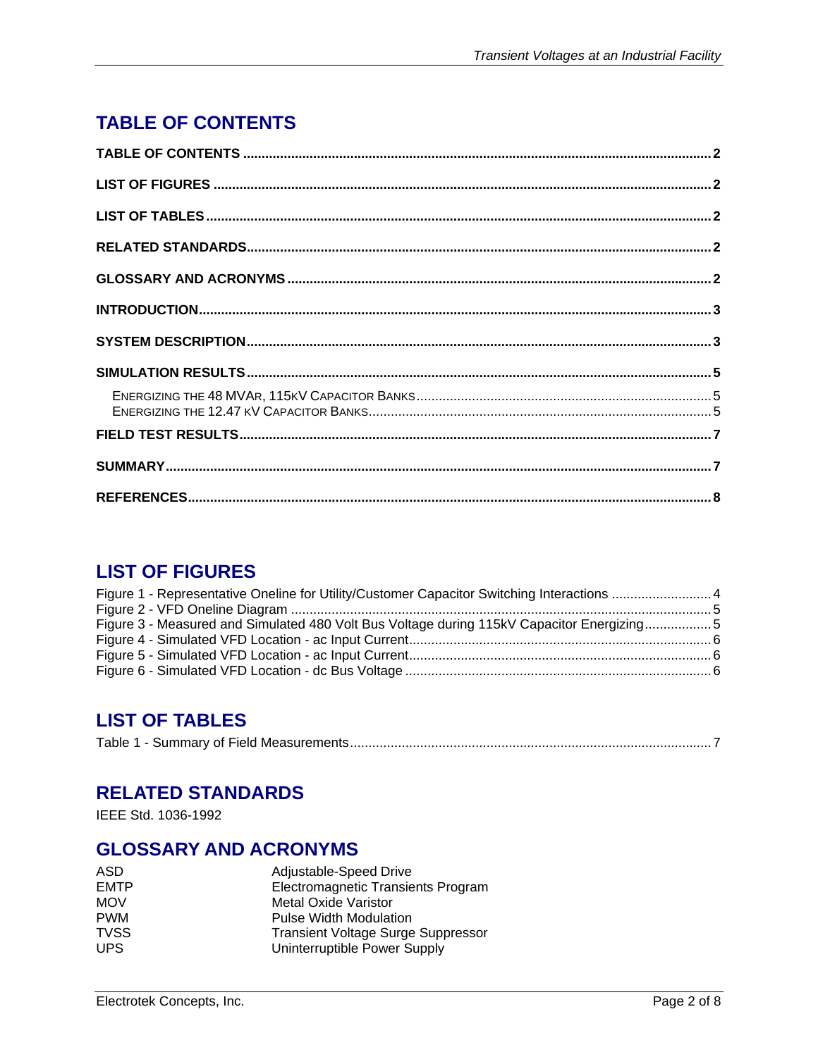## TABLE OF CONTENTS

**TABLE OF CONTENTS** .......... **2**

**LIST OF FIGURES** .......... **2**

**LIST OF TABLES** .......... **2**

**RELATED STANDARDS** .......... **2**

**GLOSSARY AND ACRONYMS** .......... **2**

**INTRODUCTION** .......... **3**

**SYSTEM DESCRIPTION** .......... **3**

**SIMULATION RESULTS** .......... **5**

- ENERGIZING THE 48 MVAR, 115KV CAPACITOR BANKS .......... 5
- ENERGIZING THE 12.47 KV CAPACITOR BANKS .......... 5

**FIELD TEST RESULTS** .......... **7**

**SUMMARY** .......... **7**

**REFERENCES** .......... **8**

## LIST OF FIGURES

Figure 1 - Representative Oneline for Utility/Customer Capacitor Switching Interactions .......... 4
Figure 2 - VFD Oneline Diagram .......... 5
Figure 3 - Measured and Simulated 480 Volt Bus Voltage during 115kV Capacitor Energizing .......... 5
Figure 4 - Simulated VFD Location - ac Input Current .......... 6
Figure 5 - Simulated VFD Location - ac Input Current .......... 6
Figure 6 - Simulated VFD Location - dc Bus Voltage .......... 6

## LIST OF TABLES

Table 1 - Summary of Field Measurements .......... 7

## RELATED STANDARDS

IEEE Std. 1036-1992

## GLOSSARY AND ACRONYMS

| | |
|---|---|
| ASD | Adjustable-Speed Drive |
| EMTP | Electromagnetic Transients Program |
| MOV | Metal Oxide Varistor |
| PWM | Pulse Width Modulation |
| TVSS | Transient Voltage Surge Suppressor |
| UPS | Uninterruptible Power Supply |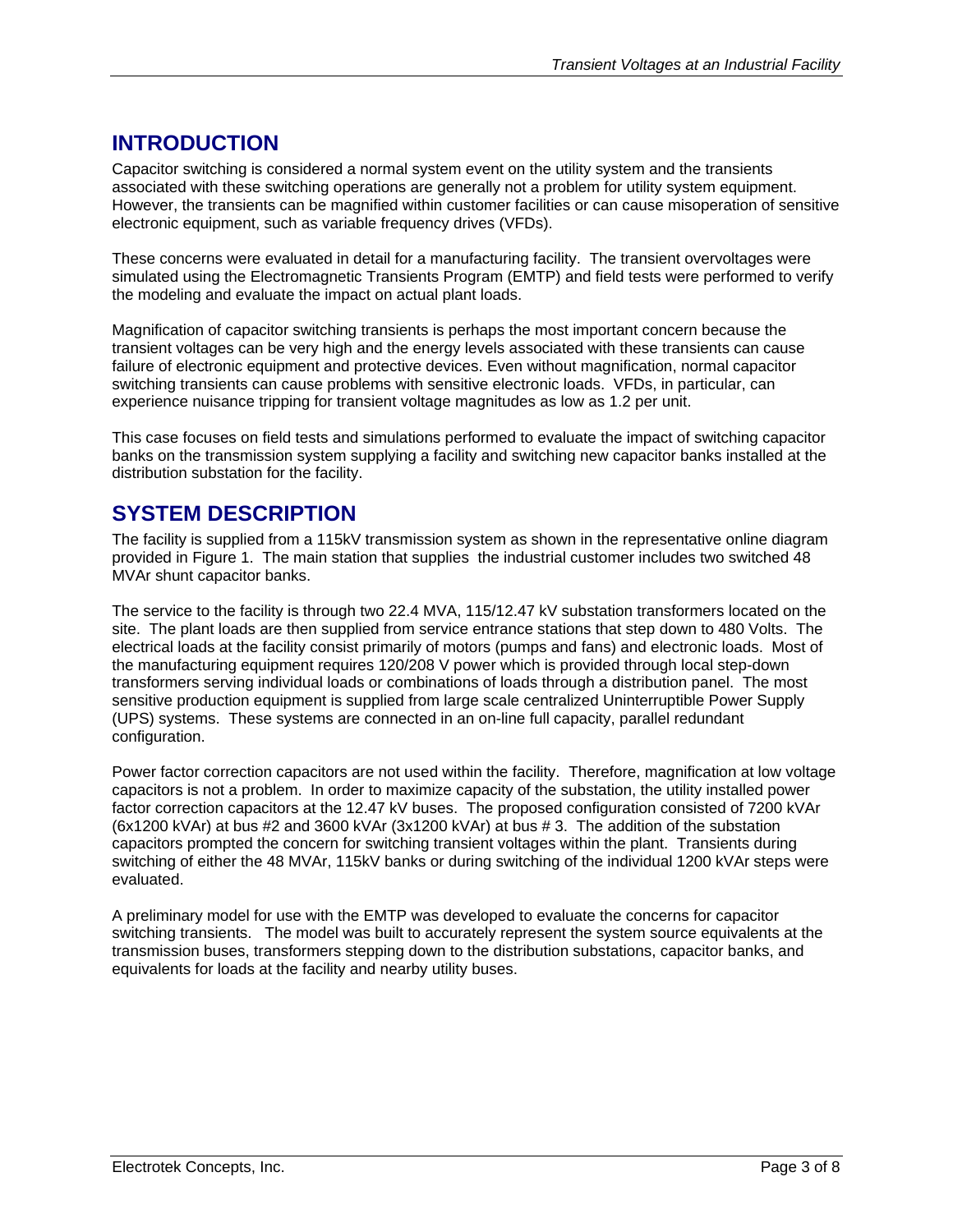## INTRODUCTION

Capacitor switching is considered a normal system event on the utility system and the transients associated with these switching operations are generally not a problem for utility system equipment. However, the transients can be magnified within customer facilities or can cause misoperation of sensitive electronic equipment, such as variable frequency drives (VFDs).

These concerns were evaluated in detail for a manufacturing facility. The transient overvoltages were simulated using the Electromagnetic Transients Program (EMTP) and field tests were performed to verify the modeling and evaluate the impact on actual plant loads.

Magnification of capacitor switching transients is perhaps the most important concern because the transient voltages can be very high and the energy levels associated with these transients can cause failure of electronic equipment and protective devices. Even without magnification, normal capacitor switching transients can cause problems with sensitive electronic loads. VFDs, in particular, can experience nuisance tripping for transient voltage magnitudes as low as 1.2 per unit.

This case focuses on field tests and simulations performed to evaluate the impact of switching capacitor banks on the transmission system supplying a facility and switching new capacitor banks installed at the distribution substation for the facility.

## SYSTEM DESCRIPTION

The facility is supplied from a 115kV transmission system as shown in the representative online diagram provided in Figure 1. The main station that supplies the industrial customer includes two switched 48 MVAr shunt capacitor banks.

The service to the facility is through two 22.4 MVA, 115/12.47 kV substation transformers located on the site. The plant loads are then supplied from service entrance stations that step down to 480 Volts. The electrical loads at the facility consist primarily of motors (pumps and fans) and electronic loads. Most of the manufacturing equipment requires 120/208 V power which is provided through local step-down transformers serving individual loads or combinations of loads through a distribution panel. The most sensitive production equipment is supplied from large scale centralized Uninterruptible Power Supply (UPS) systems. These systems are connected in an on-line full capacity, parallel redundant configuration.

Power factor correction capacitors are not used within the facility. Therefore, magnification at low voltage capacitors is not a problem. In order to maximize capacity of the substation, the utility installed power factor correction capacitors at the 12.47 kV buses. The proposed configuration consisted of 7200 kVAr (6x1200 kVAr) at bus #2 and 3600 kVAr (3x1200 kVAr) at bus # 3. The addition of the substation capacitors prompted the concern for switching transient voltages within the plant. Transients during switching of either the 48 MVAr, 115kV banks or during switching of the individual 1200 kVAr steps were evaluated.

A preliminary model for use with the EMTP was developed to evaluate the concerns for capacitor switching transients. The model was built to accurately represent the system source equivalents at the transmission buses, transformers stepping down to the distribution substations, capacitor banks, and equivalents for loads at the facility and nearby utility buses.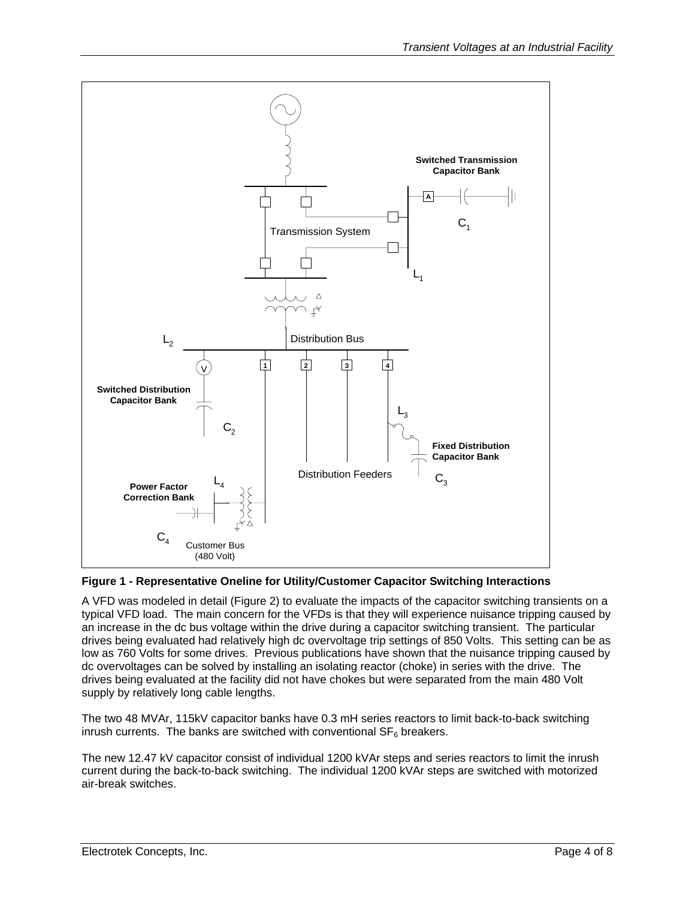**Figure 1 - Representative Oneline for Utility/Customer Capacitor Switching Interactions**

A VFD was modeled in detail (Figure 2) to evaluate the impacts of the capacitor switching transients on a typical VFD load. The main concern for the VFDs is that they will experience nuisance tripping caused by an increase in the dc bus voltage within the drive during a capacitor switching transient. The particular drives being evaluated had relatively high dc overvoltage trip settings of 850 Volts. This setting can be as low as 760 Volts for some drives. Previous publications have shown that the nuisance tripping caused by dc overvoltages can be solved by installing an isolating reactor (choke) in series with the drive. The drives being evaluated at the facility did not have chokes but were separated from the main 480 Volt supply by relatively long cable lengths.

The two 48 MVAr, 115kV capacitor banks have 0.3 mH series reactors to limit back-to-back switching inrush currents. The banks are switched with conventional $SF_6$ breakers.

The new 12.47 kV capacitor consist of individual 1200 kVAr steps and series reactors to limit the inrush current during the back-to-back switching. The individual 1200 kVAr steps are switched with motorized air-break switches.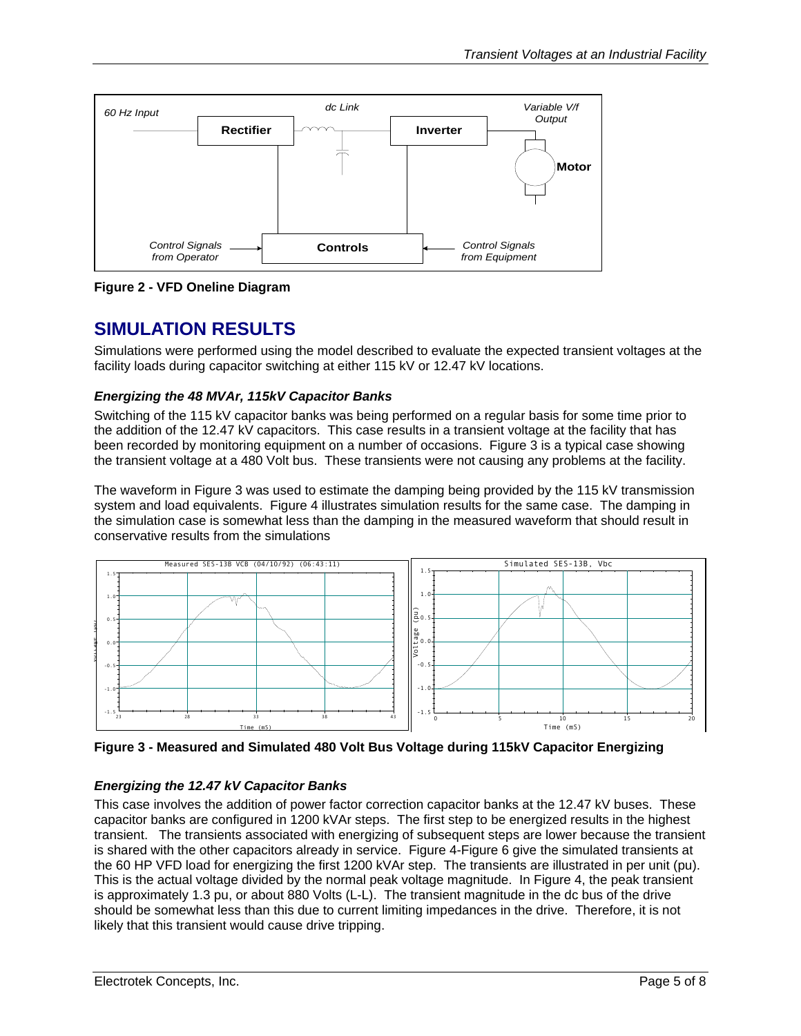**Figure 2 - VFD Oneline Diagram**

## SIMULATION RESULTS

Simulations were performed using the model described to evaluate the expected transient voltages at the facility loads during capacitor switching at either 115 kV or 12.47 kV locations.

### *Energizing the 48 MVAr, 115kV Capacitor Banks*

Switching of the 115 kV capacitor banks was being performed on a regular basis for some time prior to the addition of the 12.47 kV capacitors. This case results in a transient voltage at the facility that has been recorded by monitoring equipment on a number of occasions. Figure 3 is a typical case showing the transient voltage at a 480 Volt bus. These transients were not causing any problems at the facility.

The waveform in Figure 3 was used to estimate the damping being provided by the 115 kV transmission system and load equivalents. Figure 4 illustrates simulation results for the same case. The damping in the simulation case is somewhat less than the damping in the measured waveform that should result in conservative results from the simulations

**Figure 3 - Measured and Simulated 480 Volt Bus Voltage during 115kV Capacitor Energizing**

### *Energizing the 12.47 kV Capacitor Banks*

This case involves the addition of power factor correction capacitor banks at the 12.47 kV buses. These capacitor banks are configured in 1200 kVAr steps. The first step to be energized results in the highest transient. The transients associated with energizing of subsequent steps are lower because the transient is shared with the other capacitors already in service. Figure 4-Figure 6 give the simulated transients at the 60 HP VFD load for energizing the first 1200 kVAr step. The transients are illustrated in per unit (pu). This is the actual voltage divided by the normal peak voltage magnitude. In Figure 4, the peak transient is approximately 1.3 pu, or about 880 Volts (L-L). The transient magnitude in the dc bus of the drive should be somewhat less than this due to current limiting impedances in the drive. Therefore, it is not likely that this transient would cause drive tripping.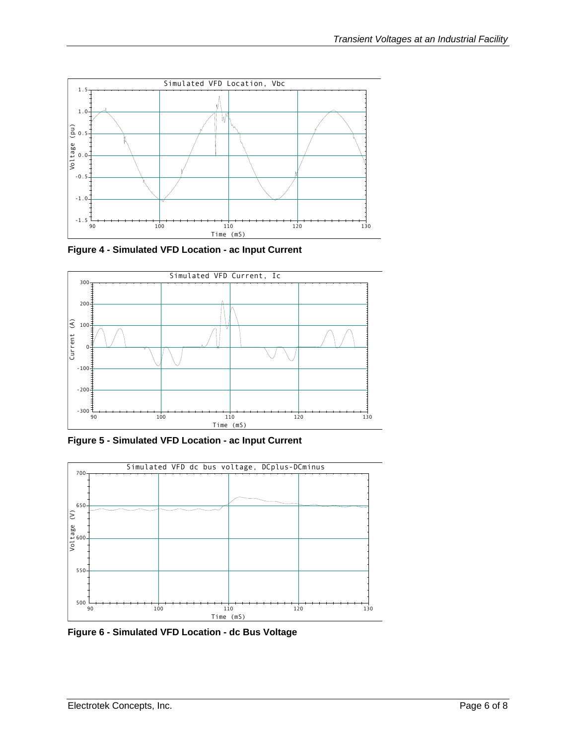Figure 4 - Simulated VFD Location - ac Input Current

Figure 5 - Simulated VFD Location - ac Input Current

Figure 6 - Simulated VFD Location - dc Bus Voltage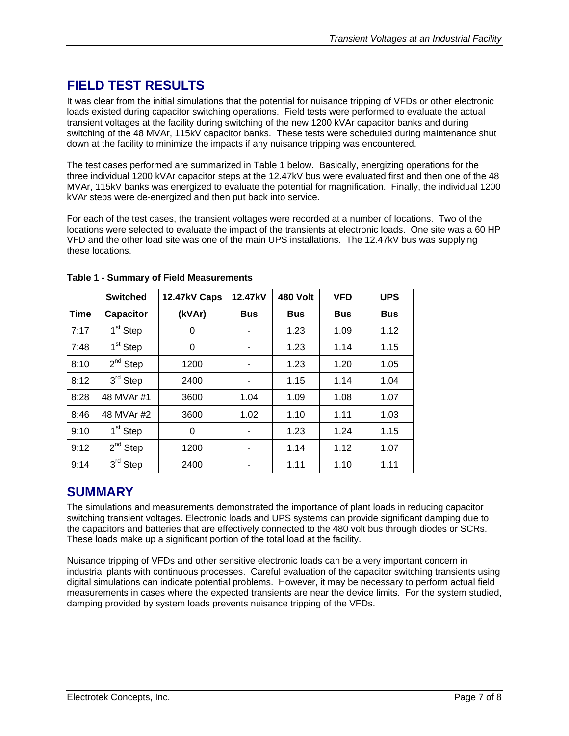## FIELD TEST RESULTS

It was clear from the initial simulations that the potential for nuisance tripping of VFDs or other electronic loads existed during capacitor switching operations. Field tests were performed to evaluate the actual transient voltages at the facility during switching of the new 1200 kVAr capacitor banks and during switching of the 48 MVAr, 115kV capacitor banks. These tests were scheduled during maintenance shut down at the facility to minimize the impacts if any nuisance tripping was encountered.

The test cases performed are summarized in Table 1 below. Basically, energizing operations for the three individual 1200 kVAr capacitor steps at the 12.47kV bus were evaluated first and then one of the 48 MVAr, 115kV banks was energized to evaluate the potential for magnification. Finally, the individual 1200 kVAr steps were de-energized and then put back into service.

For each of the test cases, the transient voltages were recorded at a number of locations. Two of the locations were selected to evaluate the impact of the transients at electronic loads. One site was a 60 HP VFD and the other load site was one of the main UPS installations. The 12.47kV bus was supplying these locations.

**Table 1 - Summary of Field Measurements**

| Time | Switched Capacitor | 12.47kV Caps (kVAr) | 12.47kV Bus | 480 Volt Bus | VFD Bus | UPS Bus |
|---|---|---|---|---|---|---|
| 7:17 | 1st Step | 0 | - | 1.23 | 1.09 | 1.12 |
| 7:48 | 1st Step | 0 | - | 1.23 | 1.14 | 1.15 |
| 8:10 | 2nd Step | 1200 | - | 1.23 | 1.20 | 1.05 |
| 8:12 | 3rd Step | 2400 | - | 1.15 | 1.14 | 1.04 |
| 8:28 | 48 MVAr #1 | 3600 | 1.04 | 1.09 | 1.08 | 1.07 |
| 8:46 | 48 MVAr #2 | 3600 | 1.02 | 1.10 | 1.11 | 1.03 |
| 9:10 | 1st Step | 0 | - | 1.23 | 1.24 | 1.15 |
| 9:12 | 2nd Step | 1200 | - | 1.14 | 1.12 | 1.07 |
| 9:14 | 3rd Step | 2400 | - | 1.11 | 1.10 | 1.11 |

## SUMMARY

The simulations and measurements demonstrated the importance of plant loads in reducing capacitor switching transient voltages. Electronic loads and UPS systems can provide significant damping due to the capacitors and batteries that are effectively connected to the 480 volt bus through diodes or SCRs. These loads make up a significant portion of the total load at the facility.

Nuisance tripping of VFDs and other sensitive electronic loads can be a very important concern in industrial plants with continuous processes. Careful evaluation of the capacitor switching transients using digital simulations can indicate potential problems. However, it may be necessary to perform actual field measurements in cases where the expected transients are near the device limits. For the system studied, damping provided by system loads prevents nuisance tripping of the VFDs.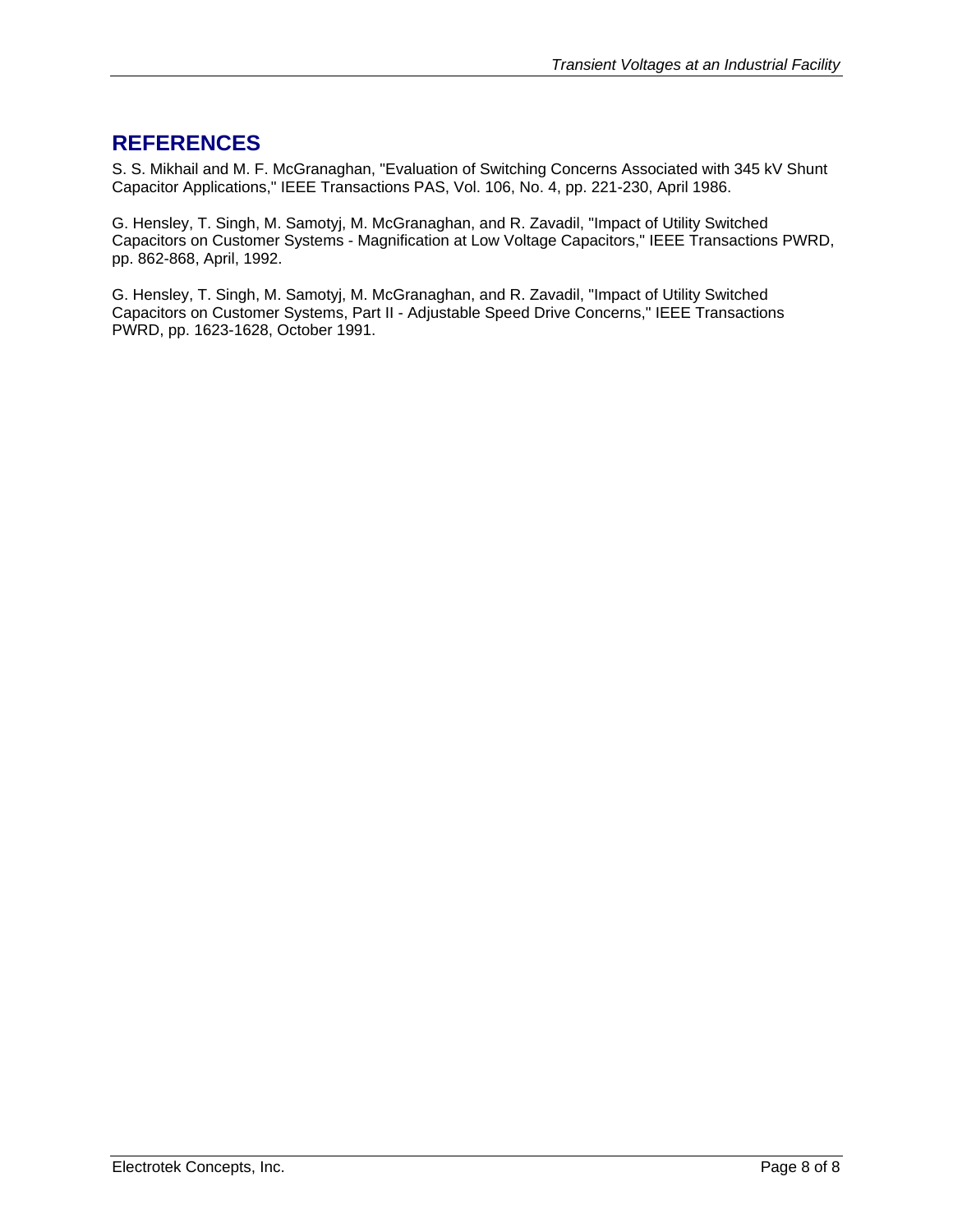## REFERENCES

S. S. Mikhail and M. F. McGranaghan, "Evaluation of Switching Concerns Associated with 345 kV Shunt Capacitor Applications," IEEE Transactions PAS, Vol. 106, No. 4, pp. 221-230, April 1986.

G. Hensley, T. Singh, M. Samotyj, M. McGranaghan, and R. Zavadil, "Impact of Utility Switched Capacitors on Customer Systems - Magnification at Low Voltage Capacitors," IEEE Transactions PWRD, pp. 862-868, April, 1992.

G. Hensley, T. Singh, M. Samotyj, M. McGranaghan, and R. Zavadil, "Impact of Utility Switched Capacitors on Customer Systems, Part II - Adjustable Speed Drive Concerns," IEEE Transactions PWRD, pp. 1623-1628, October 1991.